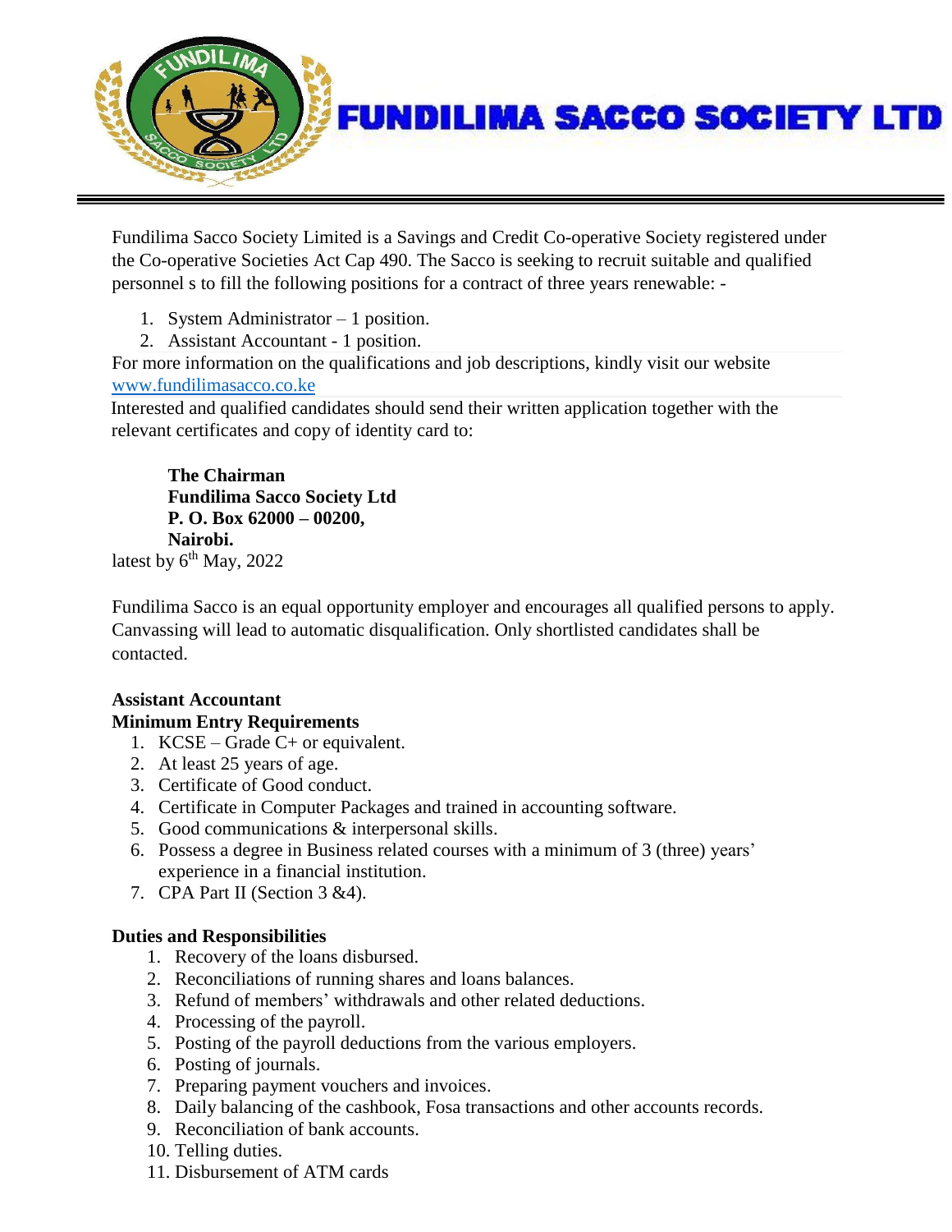# FUNDILIMA SACCO SOCIETY LTD

Fundilima Sacco Society Limited is a Savings and Credit Co-operative Society registered under the Co-operative Societies Act Cap 490. The Sacco is seeking to recruit suitable and qualified personnel s to fill the following positions for a contract of three years renewable: -

1. System Administrator – 1 position.
2. Assistant Accountant - 1 position.

For more information on the qualifications and job descriptions, kindly visit our website [www.fundilimasacco.co.ke](http://www.fundilimasacco.co.ke)

Interested and qualified candidates should send their written application together with the relevant certificates and copy of identity card to:

**The Chairman**
**Fundilima Sacco Society Ltd**
**P. O. Box 62000 – 00200,**
**Nairobi.**

latest by 6th May, 2022

Fundilima Sacco is an equal opportunity employer and encourages all qualified persons to apply. Canvassing will lead to automatic disqualification. Only shortlisted candidates shall be contacted.

**Assistant Accountant**

**Minimum Entry Requirements**

1. KCSE – Grade C+ or equivalent.
2. At least 25 years of age.
3. Certificate of Good conduct.
4. Certificate in Computer Packages and trained in accounting software.
5. Good communications & interpersonal skills.
6. Possess a degree in Business related courses with a minimum of 3 (three) years' experience in a financial institution.
7. CPA Part II (Section 3 &4).

**Duties and Responsibilities**

1. Recovery of the loans disbursed.
2. Reconciliations of running shares and loans balances.
3. Refund of members' withdrawals and other related deductions.
4. Processing of the payroll.
5. Posting of the payroll deductions from the various employers.
6. Posting of journals.
7. Preparing payment vouchers and invoices.
8. Daily balancing of the cashbook, Fosa transactions and other accounts records.
9. Reconciliation of bank accounts.
10. Telling duties.
11. Disbursement of ATM cards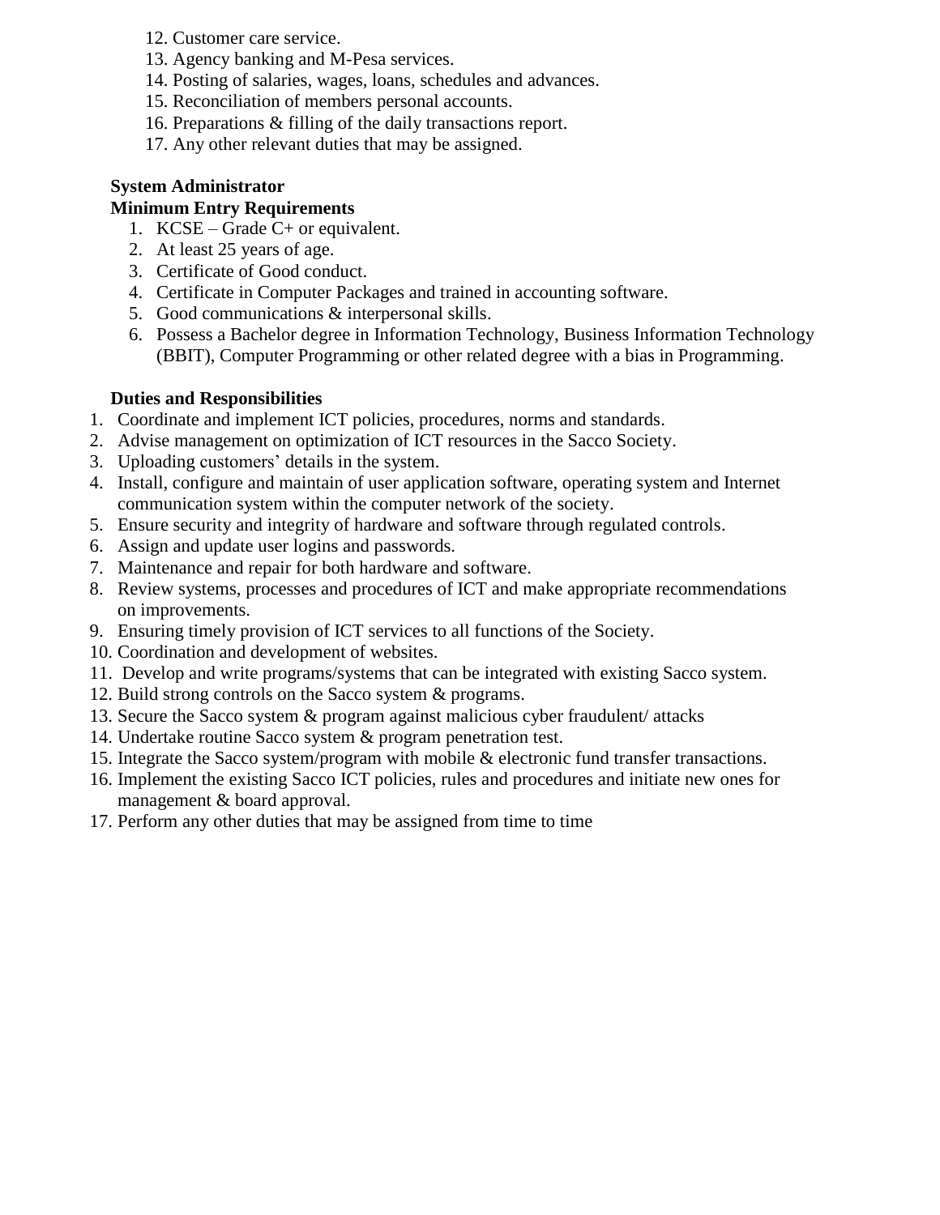12. Customer care service.
13. Agency banking and M-Pesa services.
14. Posting of salaries, wages, loans, schedules and advances.
15. Reconciliation of members personal accounts.
16. Preparations & filling of the daily transactions report.
17. Any other relevant duties that may be assigned.

**System Administrator**

**Minimum Entry Requirements**

1. KCSE – Grade C+ or equivalent.
2. At least 25 years of age.
3. Certificate of Good conduct.
4. Certificate in Computer Packages and trained in accounting software.
5. Good communications & interpersonal skills.
6. Possess a Bachelor degree in Information Technology, Business Information Technology (BBIT), Computer Programming or other related degree with a bias in Programming.

**Duties and Responsibilities**

1. Coordinate and implement ICT policies, procedures, norms and standards.
2. Advise management on optimization of ICT resources in the Sacco Society.
3. Uploading customers' details in the system.
4. Install, configure and maintain of user application software, operating system and Internet communication system within the computer network of the society.
5. Ensure security and integrity of hardware and software through regulated controls.
6. Assign and update user logins and passwords.
7. Maintenance and repair for both hardware and software.
8. Review systems, processes and procedures of ICT and make appropriate recommendations on improvements.
9. Ensuring timely provision of ICT services to all functions of the Society.
10. Coordination and development of websites.
11. Develop and write programs/systems that can be integrated with existing Sacco system.
12. Build strong controls on the Sacco system & programs.
13. Secure the Sacco system & program against malicious cyber fraudulent/ attacks
14. Undertake routine Sacco system & program penetration test.
15. Integrate the Sacco system/program with mobile & electronic fund transfer transactions.
16. Implement the existing Sacco ICT policies, rules and procedures and initiate new ones for management & board approval.
17. Perform any other duties that may be assigned from time to time